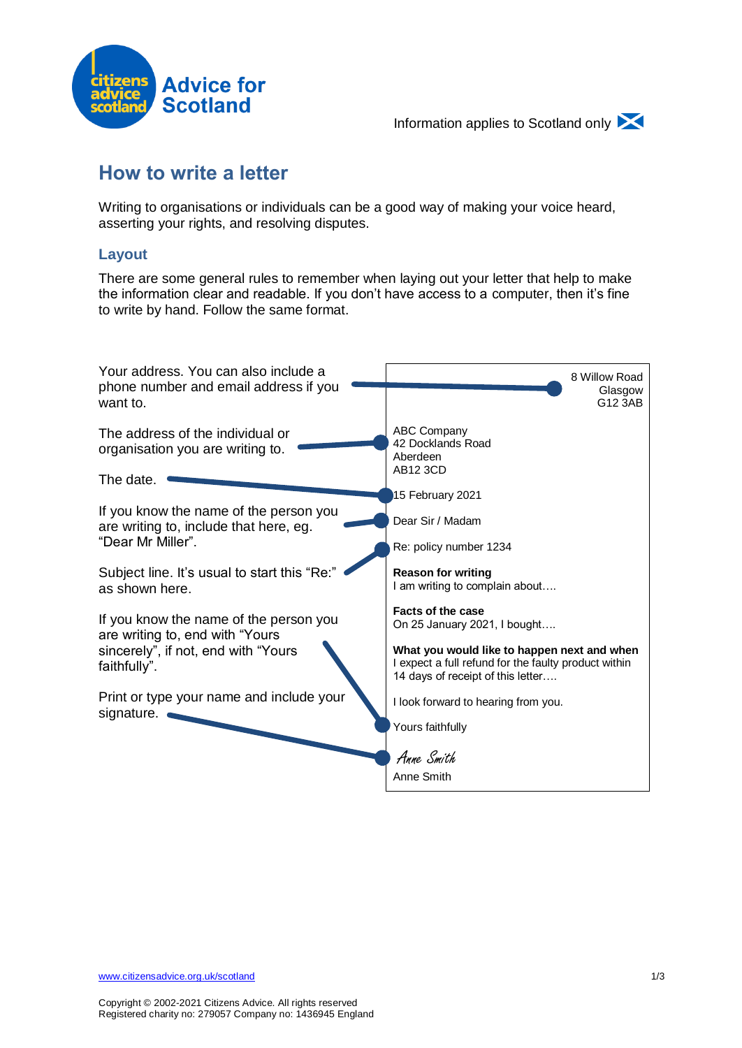Citizens Advice Scotland — Advice for Scotland

Information applies to Scotland only

# How to write a letter

Writing to organisations or individuals can be a good way of making your voice heard, asserting your rights, and resolving disputes.

## Layout

There are some general rules to remember when laying out your letter that help to make the information clear and readable. If you don't have access to a computer, then it's fine to write by hand. Follow the same format.

| Guidance | Example letter |
| --- | --- |
| Your address. You can also include a phone number and email address if you want to. | 8 Willow Road<br>Glasgow<br>G12 3AB |
| The address of the individual or organisation you are writing to. | ABC Company<br>42 Docklands Road<br>Aberdeen<br>AB12 3CD |
| The date. | 15 February 2021 |
| If you know the name of the person you are writing to, include that here, eg. "Dear Mr Miller". | Dear Sir / Madam |
| Subject line. It's usual to start this "Re:" as shown here. | Re: policy number 1234 |
| | **Reason for writing**<br>I am writing to complain about…. |
| | **Facts of the case**<br>On 25 January 2021, I bought…. |
| | **What you would like to happen next and when**<br>I expect a full refund for the faulty product within 14 days of receipt of this letter…. |
| | I look forward to hearing from you. |
| If you know the name of the person you are writing to, end with "Yours sincerely", if not, end with "Yours faithfully". | Yours faithfully |
| Print or type your name and include your signature. | *Anne Smith*<br>Anne Smith |

www.citizensadvice.org.uk/scotland

Copyright © 2002-2021 Citizens Advice. All rights reserved
Registered charity no: 279057 Company no: 1436945 England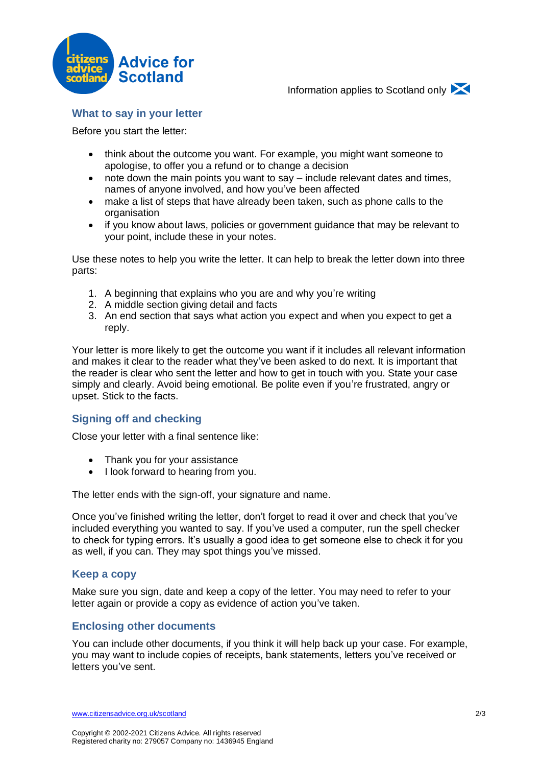## What to say in your letter

Before you start the letter:

- think about the outcome you want. For example, you might want someone to apologise, to offer you a refund or to change a decision
- note down the main points you want to say – include relevant dates and times, names of anyone involved, and how you've been affected
- make a list of steps that have already been taken, such as phone calls to the organisation
- if you know about laws, policies or government guidance that may be relevant to your point, include these in your notes.

Use these notes to help you write the letter. It can help to break the letter down into three parts:

1. A beginning that explains who you are and why you're writing
2. A middle section giving detail and facts
3. An end section that says what action you expect and when you expect to get a reply.

Your letter is more likely to get the outcome you want if it includes all relevant information and makes it clear to the reader what they've been asked to do next. It is important that the reader is clear who sent the letter and how to get in touch with you. State your case simply and clearly. Avoid being emotional. Be polite even if you're frustrated, angry or upset. Stick to the facts.

## Signing off and checking

Close your letter with a final sentence like:

- Thank you for your assistance
- I look forward to hearing from you.

The letter ends with the sign-off, your signature and name.

Once you've finished writing the letter, don't forget to read it over and check that you've included everything you wanted to say. If you've used a computer, run the spell checker to check for typing errors. It's usually a good idea to get someone else to check it for you as well, if you can. They may spot things you've missed.

## Keep a copy

Make sure you sign, date and keep a copy of the letter. You may need to refer to your letter again or provide a copy as evidence of action you've taken.

## Enclosing other documents

You can include other documents, if you think it will help back up your case. For example, you may want to include copies of receipts, bank statements, letters you've received or letters you've sent.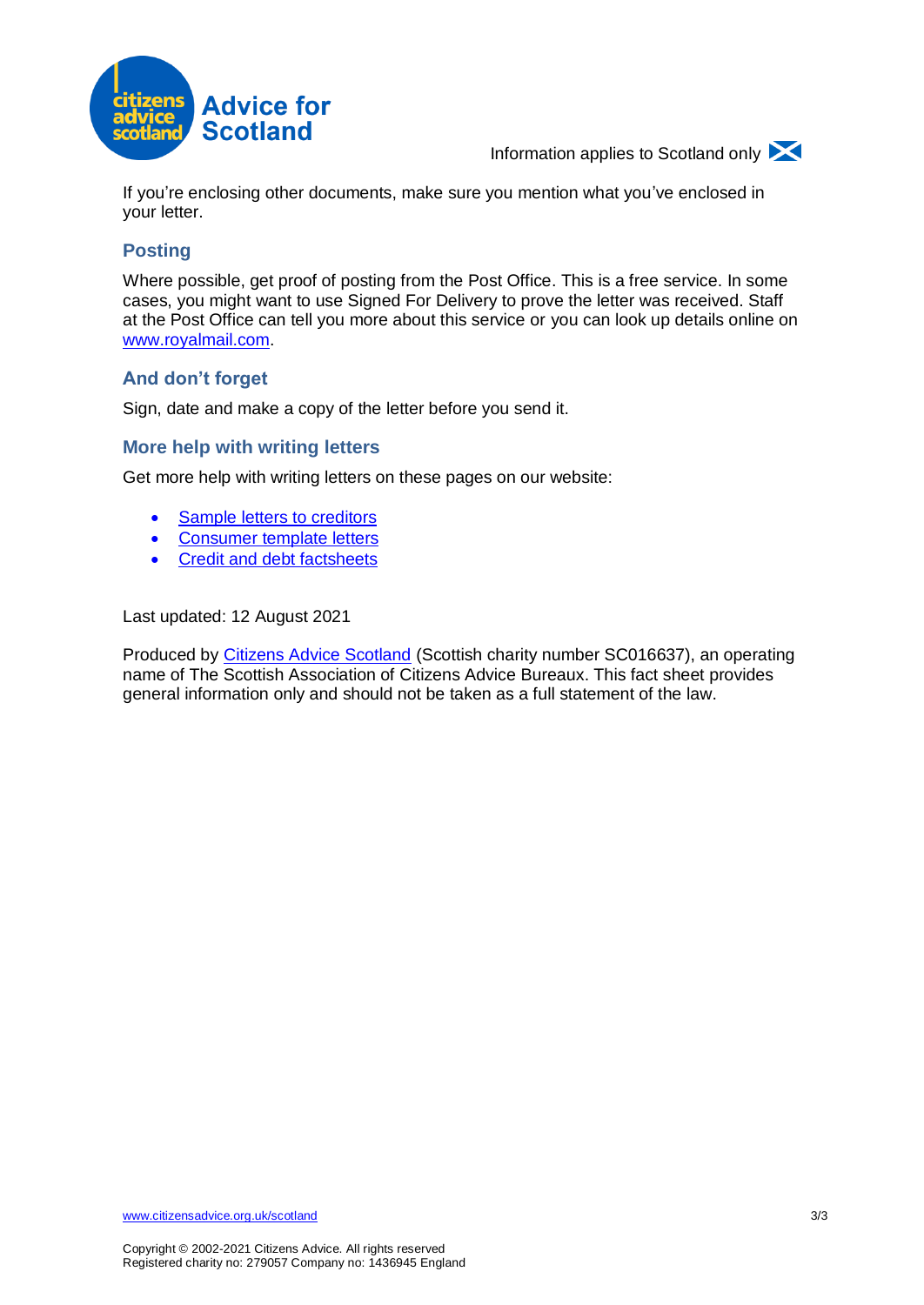If you're enclosing other documents, make sure you mention what you've enclosed in your letter.

### Posting

Where possible, get proof of posting from the Post Office. This is a free service. In some cases, you might want to use Signed For Delivery to prove the letter was received. Staff at the Post Office can tell you more about this service or you can look up details online on [www.royalmail.com](www.royalmail.com).

### And don't forget

Sign, date and make a copy of the letter before you send it.

### More help with writing letters

Get more help with writing letters on these pages on our website:

- Sample letters to creditors
- Consumer template letters
- Credit and debt factsheets

Last updated: 12 August 2021

Produced by Citizens Advice Scotland (Scottish charity number SC016637), an operating name of The Scottish Association of Citizens Advice Bureaux. This fact sheet provides general information only and should not be taken as a full statement of the law.